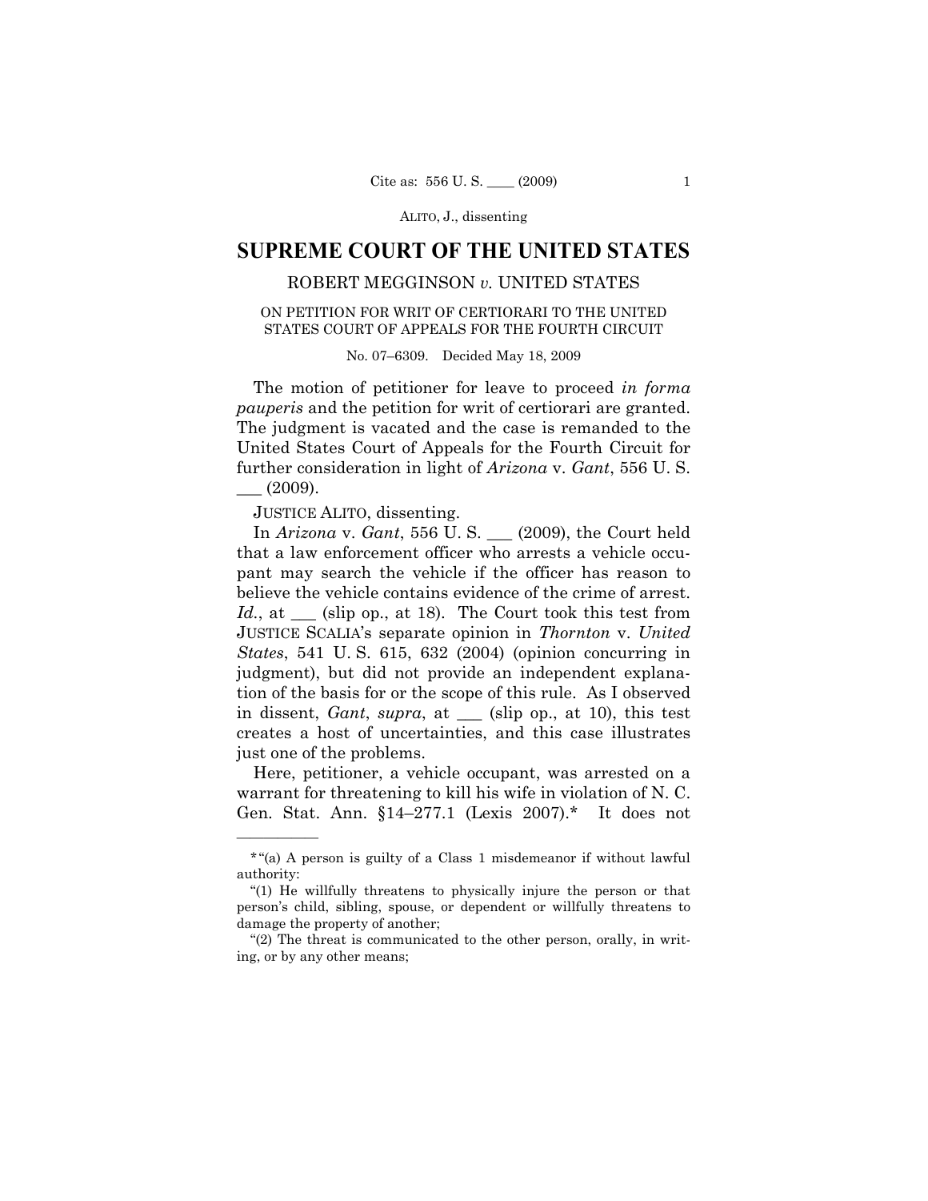# SUPREME COURT OF THE UNITED STATES

## ROBERT MEGGINSON *v.* UNITED STATES

### ON PETITION FOR WRIT OF CERTIORARI TO THE UNITED STATES COURT OF APPEALS FOR THE FOURTH CIRCUIT

No. 07–6309. Decided May 18, 2009

The motion of petitioner for leave to proceed *in forma pauperis* and the petition for writ of certiorari are granted. The judgment is vacated and the case is remanded to the United States Court of Appeals for the Fourth Circuit for further consideration in light of *Arizona* v. *Gant*, 556 U. S. ___ (2009).

JUSTICE ALITO, dissenting.

In *Arizona* v. *Gant*, 556 U. S. ___ (2009), the Court held that a law enforcement officer who arrests a vehicle occupant may search the vehicle if the officer has reason to believe the vehicle contains evidence of the crime of arrest. *Id.*, at ___ (slip op., at 18). The Court took this test from JUSTICE SCALIA's separate opinion in *Thornton* v. *United States*, 541 U. S. 615, 632 (2004) (opinion concurring in judgment), but did not provide an independent explanation of the basis for or the scope of this rule. As I observed in dissent, *Gant*, *supra*, at ___ (slip op., at 10), this test creates a host of uncertainties, and this case illustrates just one of the problems.

Here, petitioner, a vehicle occupant, was arrested on a warrant for threatening to kill his wife in violation of N. C. Gen. Stat. Ann. §14–277.1 (Lexis 2007).* It does not

---

*"(a) A person is guilty of a Class 1 misdemeanor if without lawful authority:

"(1) He willfully threatens to physically injure the person or that person's child, sibling, spouse, or dependent or willfully threatens to damage the property of another;

"(2) The threat is communicated to the other person, orally, in writing, or by any other means;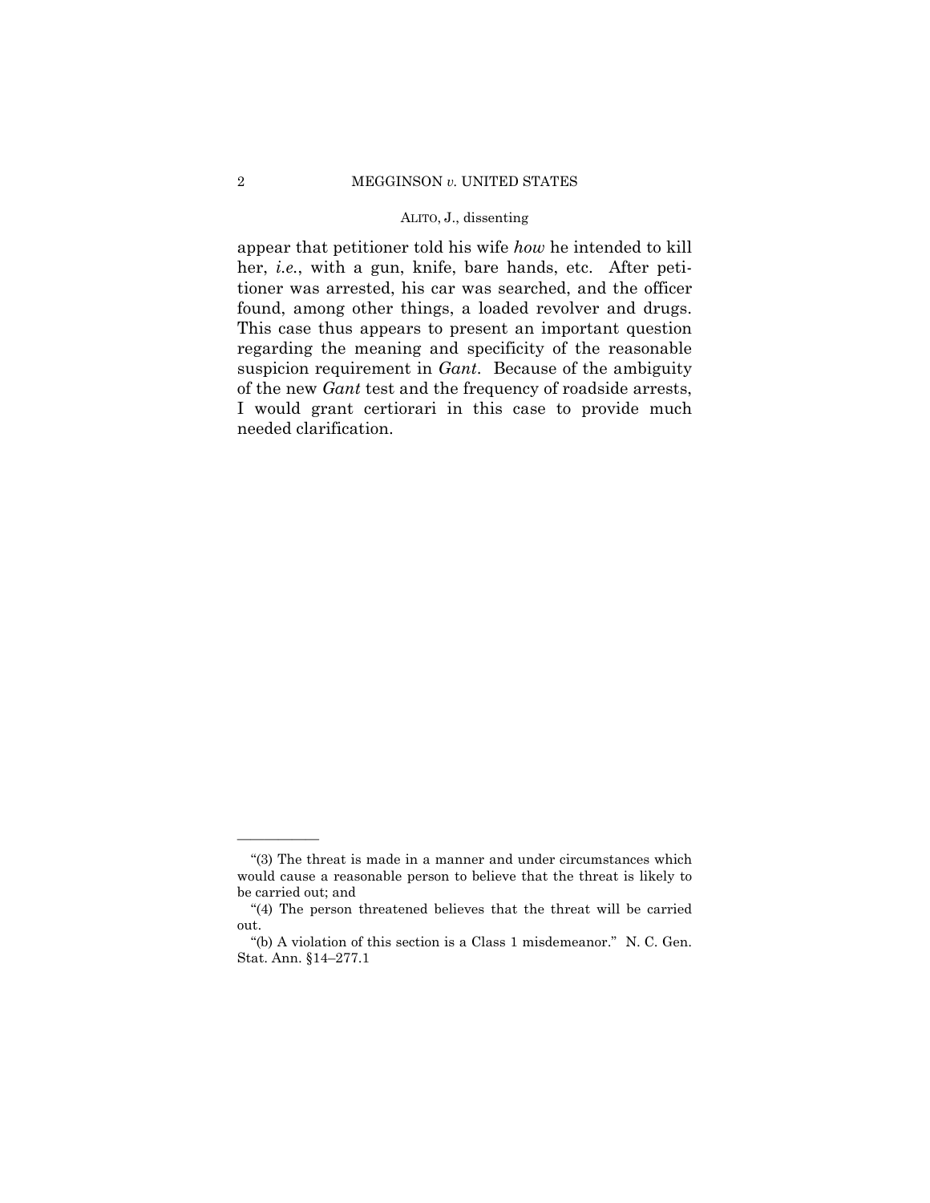appear that petitioner told his wife *how* he intended to kill her, *i.e.*, with a gun, knife, bare hands, etc. After petitioner was arrested, his car was searched, and the officer found, among other things, a loaded revolver and drugs. This case thus appears to present an important question regarding the meaning and specificity of the reasonable suspicion requirement in *Gant*. Because of the ambiguity of the new *Gant* test and the frequency of roadside arrests, I would grant certiorari in this case to provide much needed clarification.

---

"(3) The threat is made in a manner and under circumstances which would cause a reasonable person to believe that the threat is likely to be carried out; and

"(4) The person threatened believes that the threat will be carried out.

"(b) A violation of this section is a Class 1 misdemeanor." N. C. Gen. Stat. Ann. §14–277.1